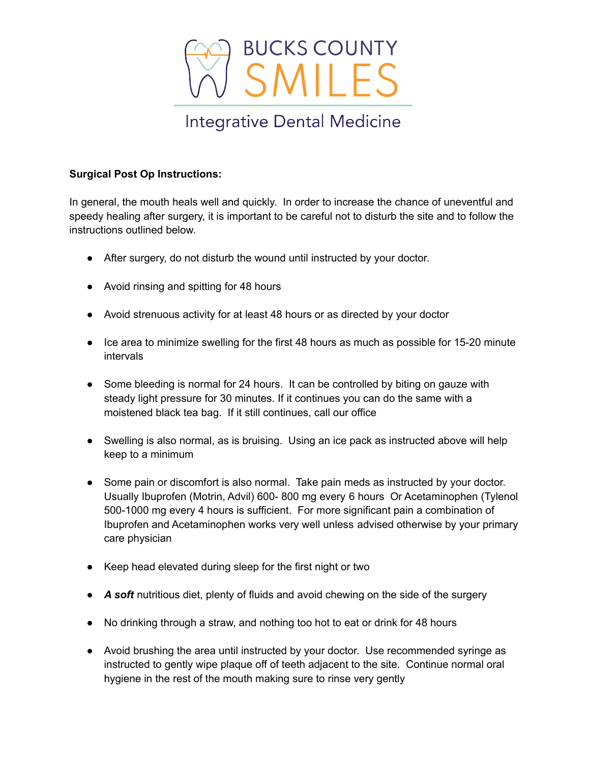BUCKS COUNTY SMILES

Integrative Dental Medicine

**Surgical Post Op Instructions:**

In general, the mouth heals well and quickly. In order to increase the chance of uneventful and speedy healing after surgery, it is important to be careful not to disturb the site and to follow the instructions outlined below.

- After surgery, do not disturb the wound until instructed by your doctor.
- Avoid rinsing and spitting for 48 hours
- Avoid strenuous activity for at least 48 hours or as directed by your doctor
- Ice area to minimize swelling for the first 48 hours as much as possible for 15-20 minute intervals
- Some bleeding is normal for 24 hours. It can be controlled by biting on gauze with steady light pressure for 30 minutes. If it continues you can do the same with a moistened black tea bag. If it still continues, call our office
- Swelling is also normal, as is bruising. Using an ice pack as instructed above will help keep to a minimum
- Some pain or discomfort is also normal. Take pain meds as instructed by your doctor. Usually Ibuprofen (Motrin, Advil) 600- 800 mg every 6 hours Or Acetaminophen (Tylenol 500-1000 mg every 4 hours is sufficient. For more significant pain a combination of Ibuprofen and Acetaminophen works very well unless advised otherwise by your primary care physician
- Keep head elevated during sleep for the first night or two
- ***A soft*** nutritious diet, plenty of fluids and avoid chewing on the side of the surgery
- No drinking through a straw, and nothing too hot to eat or drink for 48 hours
- Avoid brushing the area until instructed by your doctor. Use recommended syringe as instructed to gently wipe plaque off of teeth adjacent to the site. Continue normal oral hygiene in the rest of the mouth making sure to rinse very gently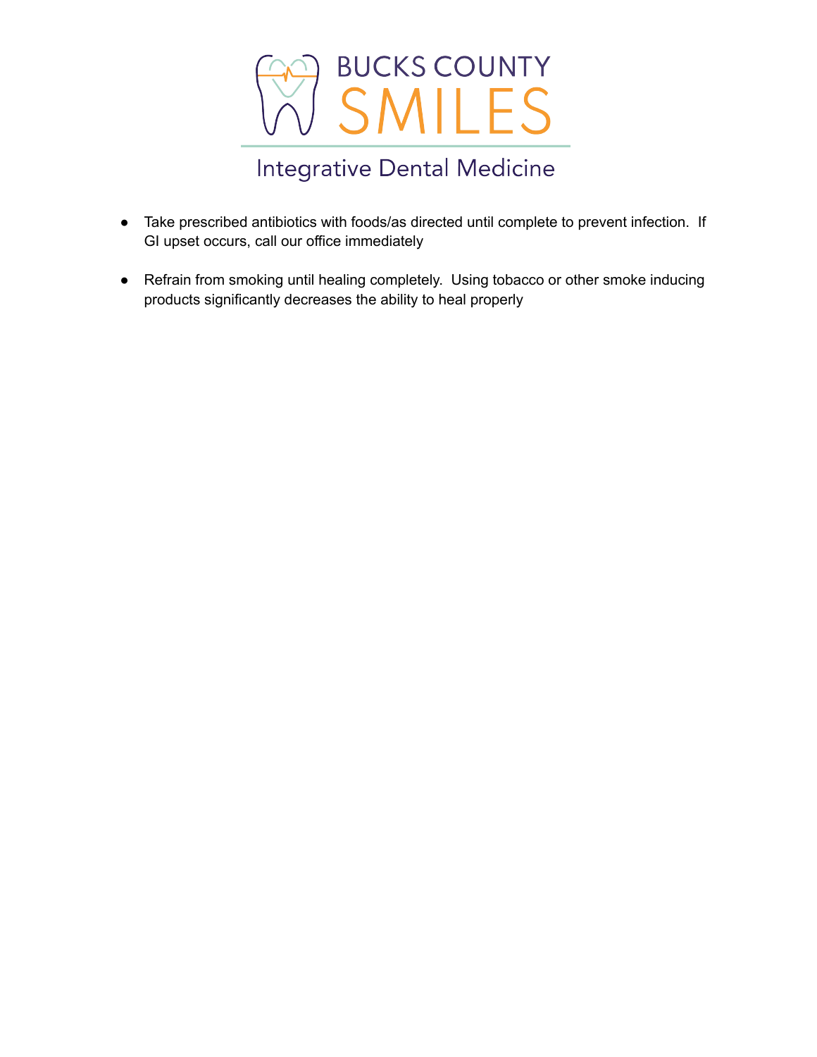- Take prescribed antibiotics with foods/as directed until complete to prevent infection. If GI upset occurs, call our office immediately

- Refrain from smoking until healing completely. Using tobacco or other smoke inducing products significantly decreases the ability to heal properly